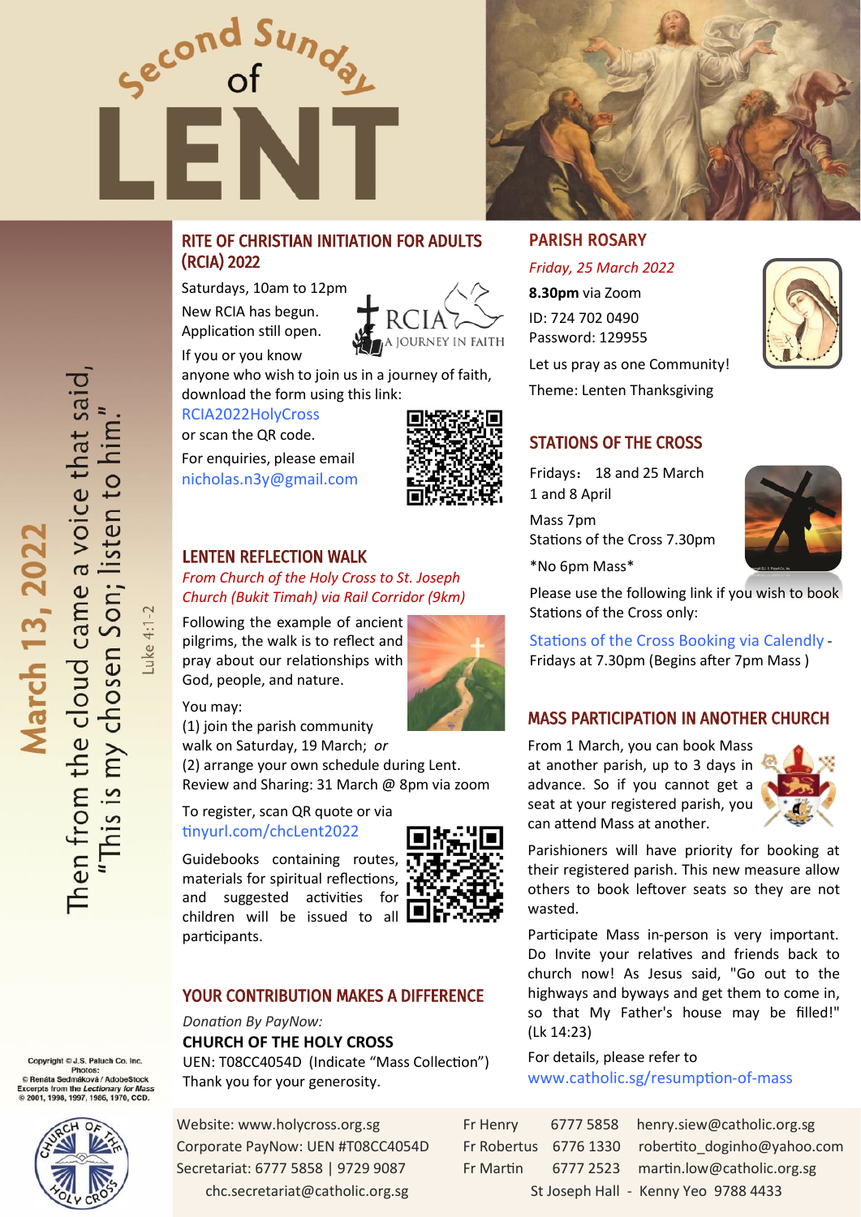# Second Sunday of LENT

**March 13, 2022**

Then from the cloud came a voice that said, "This is my chosen Son; listen to him."

Luke 4:1-2

## RITE OF CHRISTIAN INITIATION FOR ADULTS (RCIA) 2022

Saturdays, 10am to 12pm

New RCIA has begun. Application still open.

If you or you know anyone who wish to join us in a journey of faith, download the form using this link:

RCIA2022HolyCross

or scan the QR code.

For enquiries, please email

nicholas.n3y@gmail.com

## LENTEN REFLECTION WALK

*From Church of the Holy Cross to St. Joseph Church (Bukit Timah) via Rail Corridor (9km)*

Following the example of ancient pilgrims, the walk is to reflect and pray about our relationships with God, people, and nature.

You may:

(1) join the parish community walk on Saturday, 19 March; *or*

(2) arrange your own schedule during Lent.

Review and Sharing: 31 March @ 8pm via zoom

To register, scan QR quote or via tinyurl.com/chcLent2022

Guidebooks containing routes, materials for spiritual reflections, and suggested activities for children will be issued to all participants.

## YOUR CONTRIBUTION MAKES A DIFFERENCE

*Donation By PayNow:*

**CHURCH OF THE HOLY CROSS**

UEN: T08CC4054D (Indicate "Mass Collection")

Thank you for your generosity.

## PARISH ROSARY

*Friday, 25 March 2022*

**8.30pm** via Zoom

ID: 724 702 0490

Password: 129955

Let us pray as one Community!

Theme: Lenten Thanksgiving

## STATIONS OF THE CROSS

Fridays： 18 and 25 March

1 and 8 April

Mass 7pm

Stations of the Cross 7.30pm

*No 6pm Mass*

Please use the following link if you wish to book Stations of the Cross only:

Stations of the Cross Booking via Calendly - Fridays at 7.30pm (Begins after 7pm Mass )

## MASS PARTICIPATION IN ANOTHER CHURCH

From 1 March, you can book Mass at another parish, up to 3 days in advance. So if you cannot get a seat at your registered parish, you can attend Mass at another.

Parishioners will have priority for booking at their registered parish. This new measure allow others to book leftover seats so they are not wasted.

Participate Mass in-person is very important. Do Invite your relatives and friends back to church now! As Jesus said, "Go out to the highways and byways and get them to come in, so that My Father's house may be filled!" (Lk 14:23)

For details, please refer to www.catholic.sg/resumption-of-mass

Copyright © J.S. Paluch Co. Inc.
Photos:
© Renáta Sedmáková / AdobeStock
Excerpts from the *Lectionary for Mass*
© 2001, 1998, 1997, 1986, 1970, CCD.

Website: www.holycross.org.sg
Corporate PayNow: UEN #T08CC4054D
Secretariat: 6777 5858 | 9729 9087
chc.secretariat@catholic.org.sg

| | | |
|---|---|---|
| Fr Henry | 6777 5858 | henry.siew@catholic.org.sg |
| Fr Robertus | 6776 1330 | robertito_doginho@yahoo.com |
| Fr Martin | 6777 2523 | martin.low@catholic.org.sg |

St Joseph Hall - Kenny Yeo 9788 4433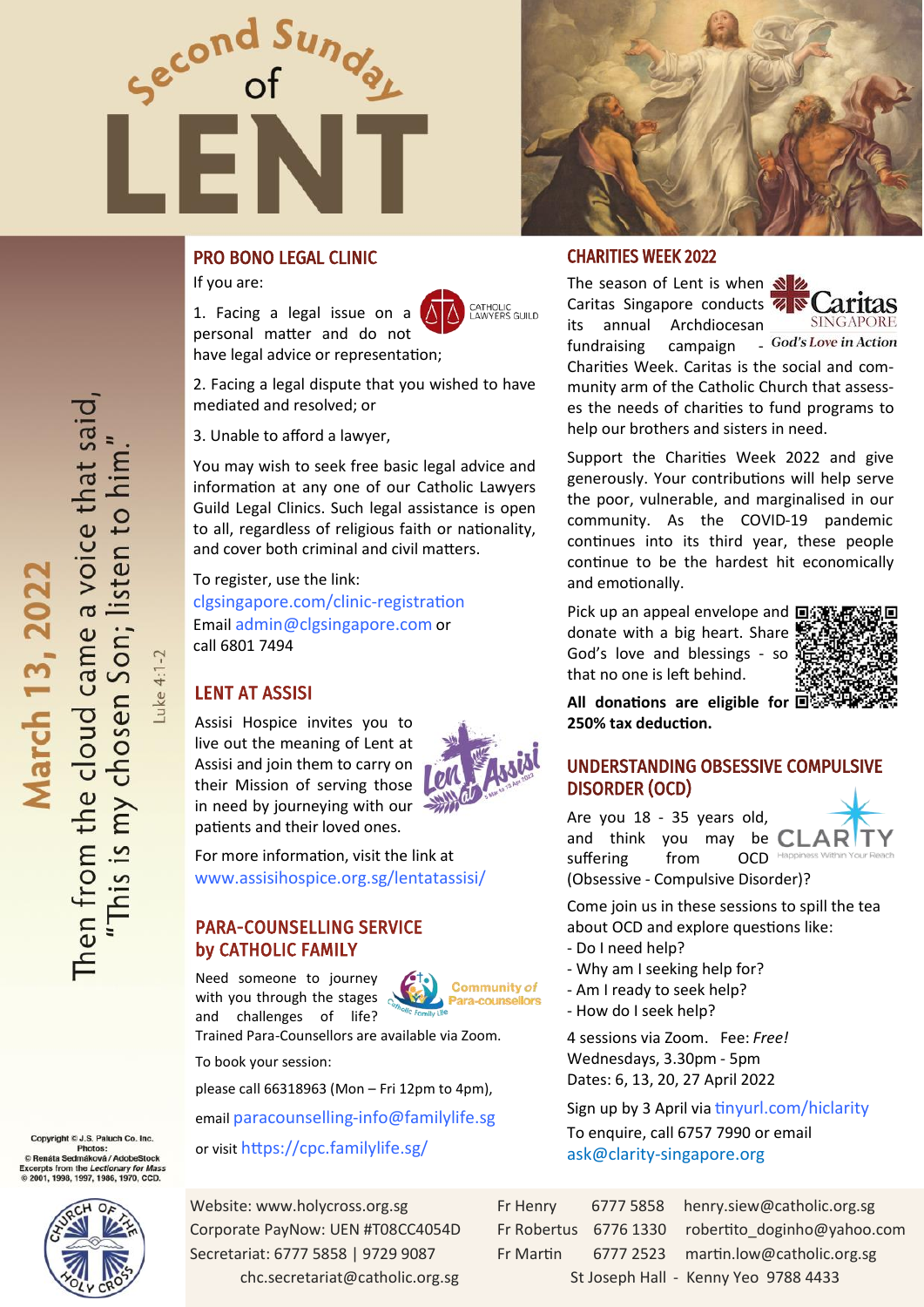# Second Sunday of LENT

March 13, 2022

Then from the cloud came a voice that said, "This is my chosen Son; listen to him."

Luke 9:28b-36

## PRO BONO LEGAL CLINIC

If you are:

1. Facing a legal issue on a personal matter and do not have legal advice or representation;

2. Facing a legal dispute that you wished to have mediated and resolved; or

3. Unable to afford a lawyer,

You may wish to seek free basic legal advice and information at any one of our Catholic Lawyers Guild Legal Clinics. Such legal assistance is open to all, regardless of religious faith or nationality, and cover both criminal and civil matters.

To register, use the link: clgsingapore.com/clinic-registration
Email admin@clgsingapore.com or call 6801 7494

## LENT AT ASSISI

Assisi Hospice invites you to live out the meaning of Lent at Assisi and join them to carry on their Mission of serving those in need by journeying with our patients and their loved ones.

For more information, visit the link at www.assisihospice.org.sg/lentatassisi/

## PARA-COUNSELLING SERVICE by CATHOLIC FAMILY

Need someone to journey with you through the stages and challenges of life? Trained Para-Counsellors are available via Zoom.

To book your session:

please call 66318963 (Mon – Fri 12pm to 4pm),

email paracounselling-info@familylife.sg

or visit https://cpc.familylife.sg/

## CHARITIES WEEK 2022

The season of Lent is when Caritas Singapore conducts its annual Archdiocesan fundraising campaign - Charities Week. Caritas is the social and community arm of the Catholic Church that assesses the needs of charities to fund programs to help our brothers and sisters in need.

Support the Charities Week 2022 and give generously. Your contributions will help serve the poor, vulnerable, and marginalised in our community. As the COVID-19 pandemic continues into its third year, these people continue to be the hardest hit economically and emotionally.

Pick up an appeal envelope and donate with a big heart. Share God's love and blessings - so that no one is left behind.

**All donations are eligible for 250% tax deduction.**

## UNDERSTANDING OBSESSIVE COMPULSIVE DISORDER (OCD)

Are you 18 - 35 years old, and think you may be suffering from OCD (Obsessive - Compulsive Disorder)?

Come join us in these sessions to spill the tea about OCD and explore questions like:
- Do I need help?
- Why am I seeking help for?
- Am I ready to seek help?
- How do I seek help?

4 sessions via Zoom. Fee: *Free!*
Wednesdays, 3.30pm - 5pm
Dates: 6, 13, 20, 27 April 2022

Sign up by 3 April via tinyurl.com/hiclarity
To enquire, call 6757 7990 or email ask@clarity-singapore.org

Copyright © J.S. Paluch Co. Inc.
Photos:
© Renáta Sedmáková / AdobeStock
Excerpts from the *Lectionary for Mass* © 2001, 1998, 1997, 1986, 1970, CCD.

Website: www.holycross.org.sg
Corporate PayNow: UEN #T08CC4054D
Secretariat: 6777 5858 | 9729 9087
chc.secretariat@catholic.org.sg

| | | |
|---|---|---|
| Fr Henry | 6777 5858 | henry.siew@catholic.org.sg |
| Fr Robertus | 6776 1330 | robertito_doginho@yahoo.com |
| Fr Martin | 6777 2523 | martin.low@catholic.org.sg |

St Joseph Hall - Kenny Yeo 9788 4433